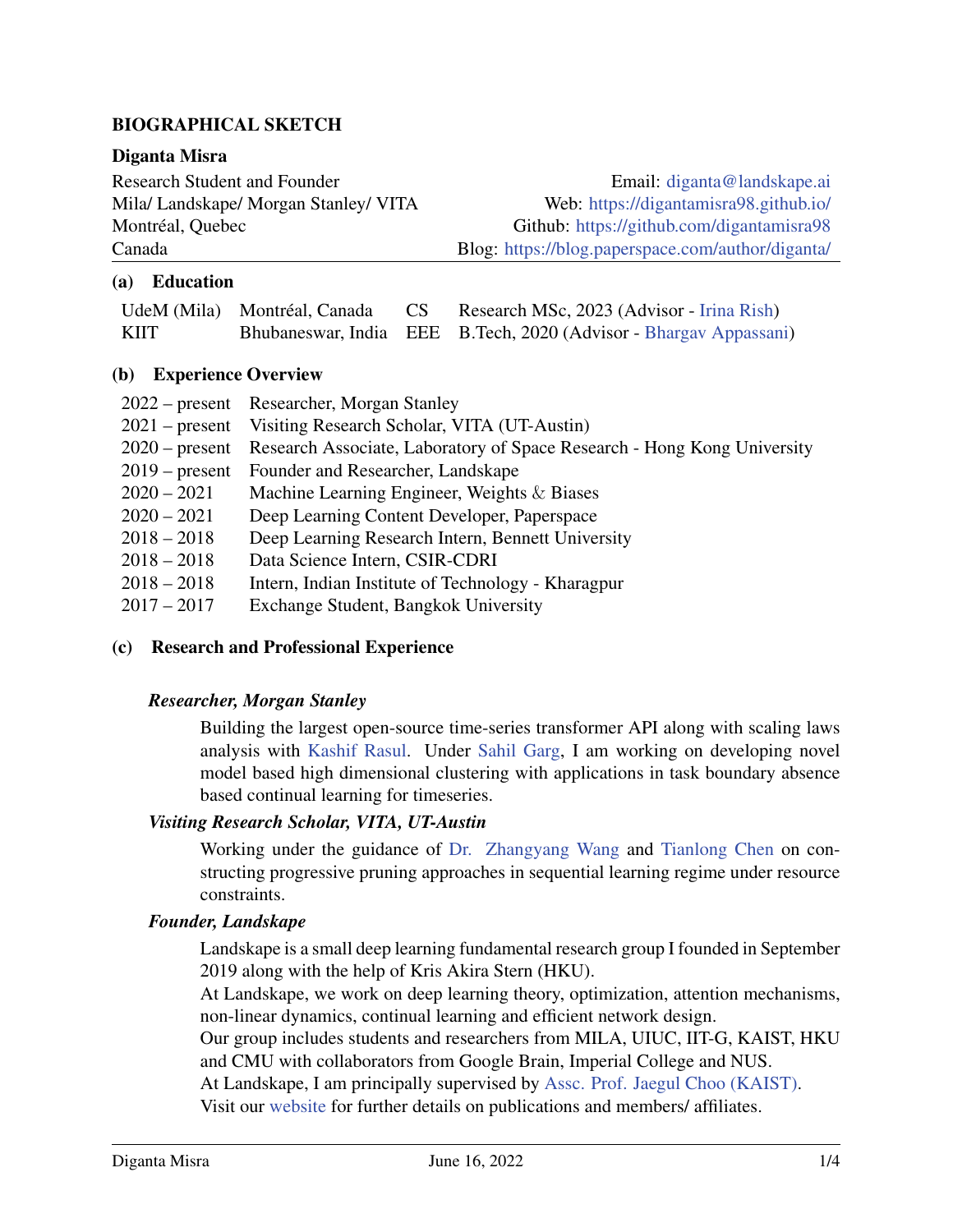# BIOGRAPHICAL SKETCH

## Diganta Misra

Research Student and Founder
Mila/ Landskape/ Morgan Stanley/ VITA
Montréal, Quebec
Canada

Email: diganta@landskape.ai
Web: https://digantamisra98.github.io/
Github: https://github.com/digantamisra98
Blog: https://blog.paperspace.com/author/diganta/

### (a) Education

| | | | |
|---|---|---|---|
| UdeM (Mila) | Montréal, Canada | CS | Research MSc, 2023 (Advisor - Irina Rish) |
| KIIT | Bhubaneswar, India | EEE | B.Tech, 2020 (Advisor - Bhargav Appassani) |

### (b) Experience Overview

| | |
|---|---|
| 2022 – present | Researcher, Morgan Stanley |
| 2021 – present | Visiting Research Scholar, VITA (UT-Austin) |
| 2020 – present | Research Associate, Laboratory of Space Research - Hong Kong University |
| 2019 – present | Founder and Researcher, Landskape |
| 2020 – 2021 | Machine Learning Engineer, Weights & Biases |
| 2020 – 2021 | Deep Learning Content Developer, Paperspace |
| 2018 – 2018 | Deep Learning Research Intern, Bennett University |
| 2018 – 2018 | Data Science Intern, CSIR-CDRI |
| 2018 – 2018 | Intern, Indian Institute of Technology - Kharagpur |
| 2017 – 2017 | Exchange Student, Bangkok University |

### (c) Research and Professional Experience

***Researcher, Morgan Stanley***

Building the largest open-source time-series transformer API along with scaling laws analysis with Kashif Rasul. Under Sahil Garg, I am working on developing novel model based high dimensional clustering with applications in task boundary absence based continual learning for timeseries.

***Visiting Research Scholar, VITA, UT-Austin***

Working under the guidance of Dr. Zhangyang Wang and Tianlong Chen on constructing progressive pruning approaches in sequential learning regime under resource constraints.

***Founder, Landskape***

Landskape is a small deep learning fundamental research group I founded in September 2019 along with the help of Kris Akira Stern (HKU).
At Landskape, we work on deep learning theory, optimization, attention mechanisms, non-linear dynamics, continual learning and efficient network design.
Our group includes students and researchers from MILA, UIUC, IIT-G, KAIST, HKU and CMU with collaborators from Google Brain, Imperial College and NUS.
At Landskape, I am principally supervised by Assc. Prof. Jaegul Choo (KAIST).
Visit our website for further details on publications and members/ affiliates.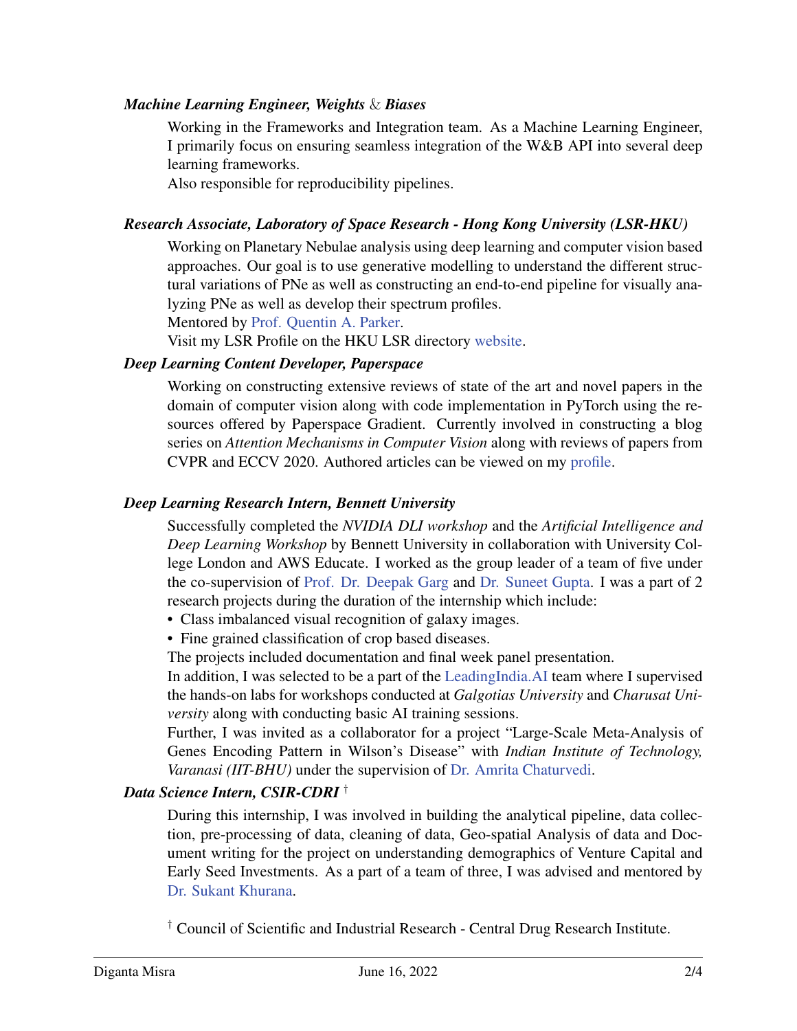### *Machine Learning Engineer, Weights & Biases*

Working in the Frameworks and Integration team. As a Machine Learning Engineer, I primarily focus on ensuring seamless integration of the W&B API into several deep learning frameworks.
Also responsible for reproducibility pipelines.

### *Research Associate, Laboratory of Space Research - Hong Kong University (LSR-HKU)*

Working on Planetary Nebulae analysis using deep learning and computer vision based approaches. Our goal is to use generative modelling to understand the different structural variations of PNe as well as constructing an end-to-end pipeline for visually analyzing PNe as well as develop their spectrum profiles.
Mentored by Prof. Quentin A. Parker.
Visit my LSR Profile on the HKU LSR directory website.

### *Deep Learning Content Developer, Paperspace*

Working on constructing extensive reviews of state of the art and novel papers in the domain of computer vision along with code implementation in PyTorch using the resources offered by Paperspace Gradient. Currently involved in constructing a blog series on *Attention Mechanisms in Computer Vision* along with reviews of papers from CVPR and ECCV 2020. Authored articles can be viewed on my profile.

### *Deep Learning Research Intern, Bennett University*

Successfully completed the *NVIDIA DLI workshop* and the *Artificial Intelligence and Deep Learning Workshop* by Bennett University in collaboration with University College London and AWS Educate. I worked as the group leader of a team of five under the co-supervision of Prof. Dr. Deepak Garg and Dr. Suneet Gupta. I was a part of 2 research projects during the duration of the internship which include:

- Class imbalanced visual recognition of galaxy images.
- Fine grained classification of crop based diseases.

The projects included documentation and final week panel presentation.
In addition, I was selected to be a part of the LeadingIndia.AI team where I supervised the hands-on labs for workshops conducted at *Galgotias University* and *Charusat University* along with conducting basic AI training sessions.
Further, I was invited as a collaborator for a project "Large-Scale Meta-Analysis of Genes Encoding Pattern in Wilson's Disease" with *Indian Institute of Technology, Varanasi (IIT-BHU)* under the supervision of Dr. Amrita Chaturvedi.

### *Data Science Intern, CSIR-CDRI* †

During this internship, I was involved in building the analytical pipeline, data collection, pre-processing of data, cleaning of data, Geo-spatial Analysis of data and Document writing for the project on understanding demographics of Venture Capital and Early Seed Investments. As a part of a team of three, I was advised and mentored by Dr. Sukant Khurana.

† Council of Scientific and Industrial Research - Central Drug Research Institute.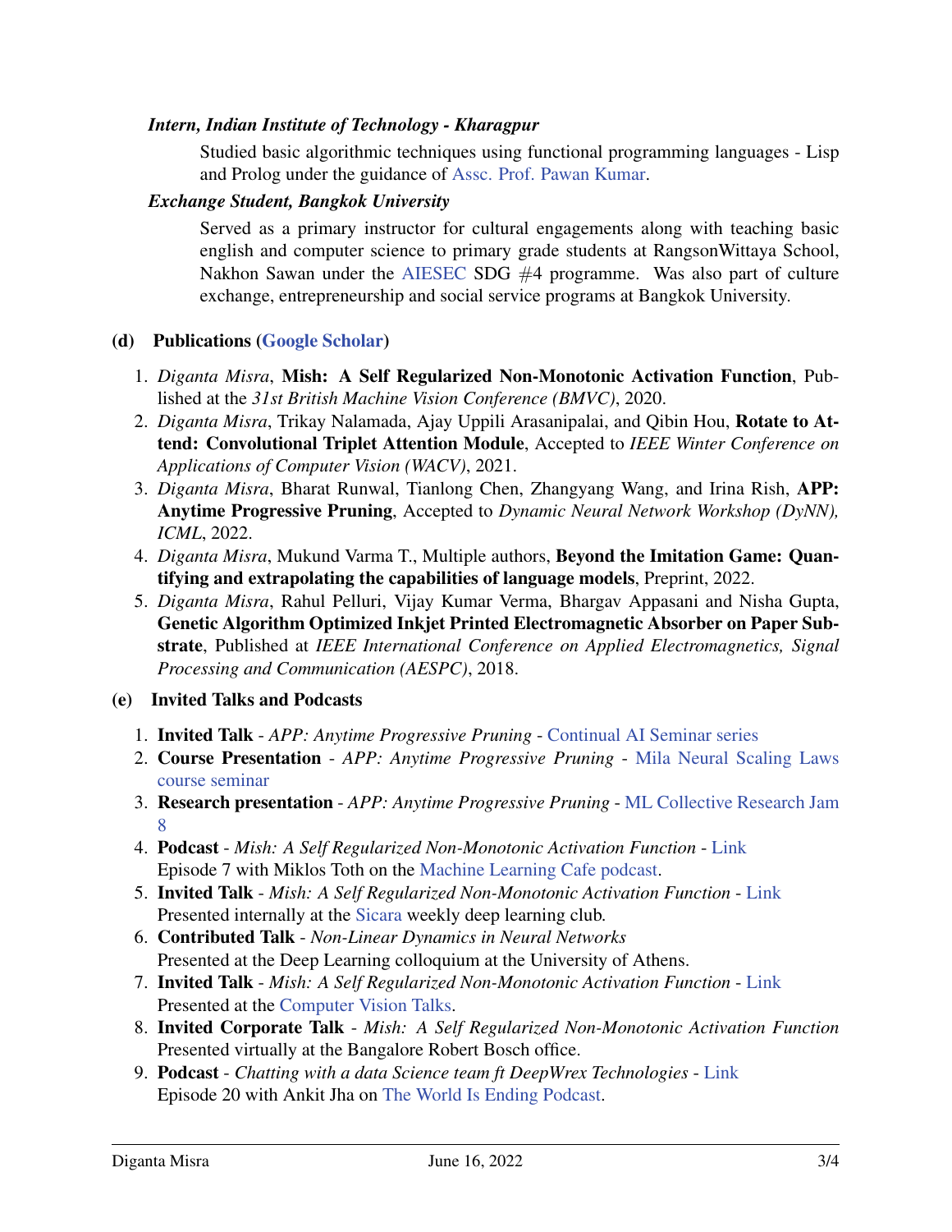***Intern, Indian Institute of Technology - Kharagpur***

Studied basic algorithmic techniques using functional programming languages - Lisp and Prolog under the guidance of Assc. Prof. Pawan Kumar.

***Exchange Student, Bangkok University***

Served as a primary instructor for cultural engagements along with teaching basic english and computer science to primary grade students at RangsonWittaya School, Nakhon Sawan under the AIESEC SDG #4 programme. Was also part of culture exchange, entrepreneurship and social service programs at Bangkok University.

### (d) Publications (Google Scholar)

1. *Diganta Misra*, **Mish: A Self Regularized Non-Monotonic Activation Function**, Published at the *31st British Machine Vision Conference (BMVC)*, 2020.
2. *Diganta Misra*, Trikay Nalamada, Ajay Uppili Arasanipalai, and Qibin Hou, **Rotate to Attend: Convolutional Triplet Attention Module**, Accepted to *IEEE Winter Conference on Applications of Computer Vision (WACV)*, 2021.
3. *Diganta Misra*, Bharat Runwal, Tianlong Chen, Zhangyang Wang, and Irina Rish, **APP: Anytime Progressive Pruning**, Accepted to *Dynamic Neural Network Workshop (DyNN), ICML*, 2022.
4. *Diganta Misra*, Mukund Varma T., Multiple authors, **Beyond the Imitation Game: Quantifying and extrapolating the capabilities of language models**, Preprint, 2022.
5. *Diganta Misra*, Rahul Pelluri, Vijay Kumar Verma, Bhargav Appasani and Nisha Gupta, **Genetic Algorithm Optimized Inkjet Printed Electromagnetic Absorber on Paper Substrate**, Published at *IEEE International Conference on Applied Electromagnetics, Signal Processing and Communication (AESPC)*, 2018.

### (e) Invited Talks and Podcasts

1. **Invited Talk** - *APP: Anytime Progressive Pruning* - Continual AI Seminar series
2. **Course Presentation** - *APP: Anytime Progressive Pruning* - Mila Neural Scaling Laws course seminar
3. **Research presentation** - *APP: Anytime Progressive Pruning* - ML Collective Research Jam 8
4. **Podcast** - *Mish: A Self Regularized Non-Monotonic Activation Function* - Link
   Episode 7 with Miklos Toth on the Machine Learning Cafe podcast.
5. **Invited Talk** - *Mish: A Self Regularized Non-Monotonic Activation Function* - Link
   Presented internally at the Sicara weekly deep learning club.
6. **Contributed Talk** - *Non-Linear Dynamics in Neural Networks*
   Presented at the Deep Learning colloquium at the University of Athens.
7. **Invited Talk** - *Mish: A Self Regularized Non-Monotonic Activation Function* - Link
   Presented at the Computer Vision Talks.
8. **Invited Corporate Talk** - *Mish: A Self Regularized Non-Monotonic Activation Function*
   Presented virtually at the Bangalore Robert Bosch office.
9. **Podcast** - *Chatting with a data Science team ft DeepWrex Technologies* - Link
   Episode 20 with Ankit Jha on The World Is Ending Podcast.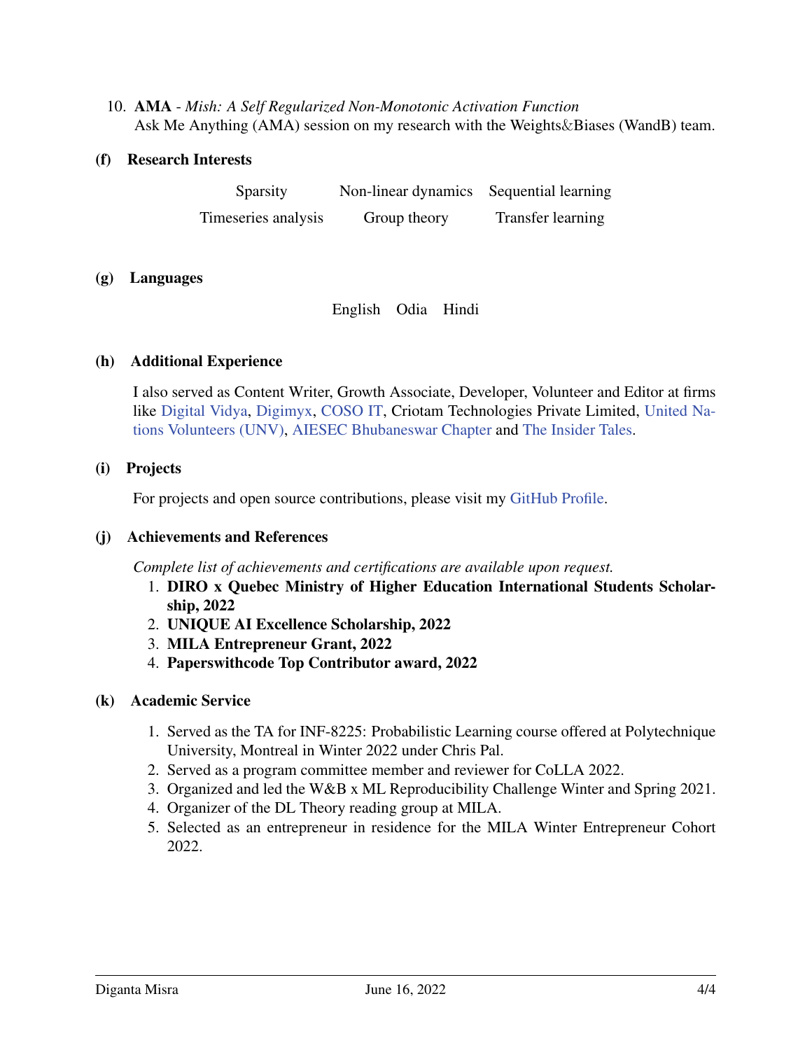10. **AMA** - *Mish: A Self Regularized Non-Monotonic Activation Function*
    Ask Me Anything (AMA) session on my research with the Weights&Biases (WandB) team.

### (f) Research Interests

| | | |
|---|---|---|
| Sparsity | Non-linear dynamics | Sequential learning |
| Timeseries analysis | Group theory | Transfer learning |

### (g) Languages

English    Odia    Hindi

### (h) Additional Experience

I also served as Content Writer, Growth Associate, Developer, Volunteer and Editor at firms like Digital Vidya, Digimyx, COSO IT, Criotam Technologies Private Limited, United Nations Volunteers (UNV), AIESEC Bhubaneswar Chapter and The Insider Tales.

### (i) Projects

For projects and open source contributions, please visit my GitHub Profile.

### (j) Achievements and References

*Complete list of achievements and certifications are available upon request.*

1. **DIRO x Quebec Ministry of Higher Education International Students Scholarship, 2022**
2. **UNIQUE AI Excellence Scholarship, 2022**
3. **MILA Entrepreneur Grant, 2022**
4. **Paperswithcode Top Contributor award, 2022**

### (k) Academic Service

1. Served as the TA for INF-8225: Probabilistic Learning course offered at Polytechnique University, Montreal in Winter 2022 under Chris Pal.
2. Served as a program committee member and reviewer for CoLLA 2022.
3. Organized and led the W&B x ML Reproducibility Challenge Winter and Spring 2021.
4. Organizer of the DL Theory reading group at MILA.
5. Selected as an entrepreneur in residence for the MILA Winter Entrepreneur Cohort 2022.